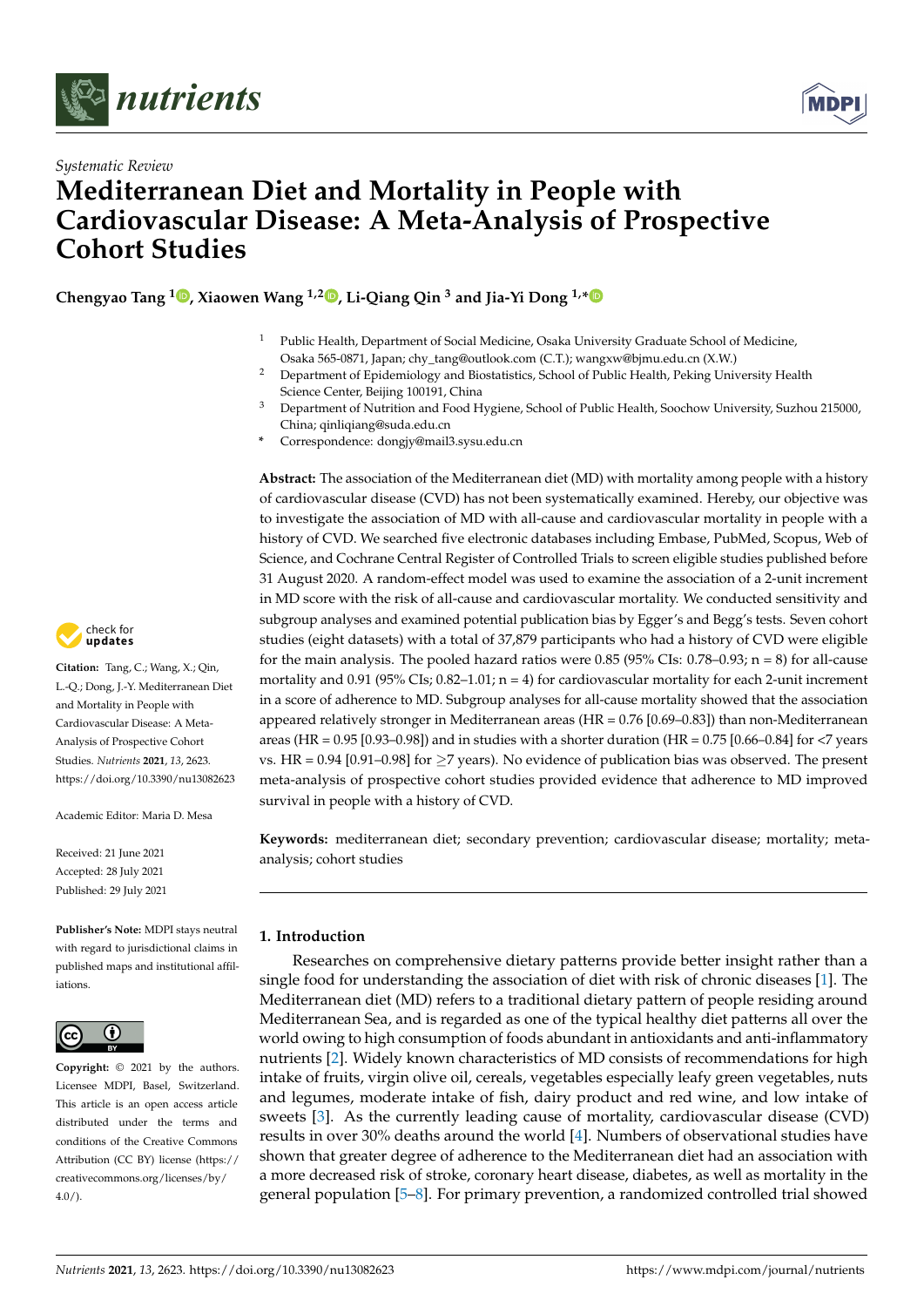*Systematic Review*

# Mediterranean Diet and Mortality in People with Cardiovascular Disease: A Meta-Analysis of Prospective Cohort Studies

**Chengyao Tang [1], Xiaowen Wang [1,2], Li-Qiang Qin [3] and Jia-Yi Dong [1,*]**

[1] Public Health, Department of Social Medicine, Osaka University Graduate School of Medicine, Osaka 565-0871, Japan; chy_tang@outlook.com (C.T.); wangxw@bjmu.edu.cn (X.W.)

[2] Department of Epidemiology and Biostatistics, School of Public Health, Peking University Health Science Center, Beijing 100191, China

[3] Department of Nutrition and Food Hygiene, School of Public Health, Soochow University, Suzhou 215000, China; qinliqiang@suda.edu.cn

\* Correspondence: dongjy@mail3.sysu.edu.cn

**Citation:** Tang, C.; Wang, X.; Qin, L.-Q.; Dong, J.-Y. Mediterranean Diet and Mortality in People with Cardiovascular Disease: A Meta-Analysis of Prospective Cohort Studies. *Nutrients* **2021**, *13*, 2623. https://doi.org/10.3390/nu13082623

Academic Editor: Maria D. Mesa

Received: 21 June 2021
Accepted: 28 July 2021
Published: 29 July 2021

**Publisher's Note:** MDPI stays neutral with regard to jurisdictional claims in published maps and institutional affiliations.

**Copyright:** © 2021 by the authors. Licensee MDPI, Basel, Switzerland. This article is an open access article distributed under the terms and conditions of the Creative Commons Attribution (CC BY) license (https://creativecommons.org/licenses/by/4.0/).

**Abstract:** The association of the Mediterranean diet (MD) with mortality among people with a history of cardiovascular disease (CVD) has not been systematically examined. Hereby, our objective was to investigate the association of MD with all-cause and cardiovascular mortality in people with a history of CVD. We searched five electronic databases including Embase, PubMed, Scopus, Web of Science, and Cochrane Central Register of Controlled Trials to screen eligible studies published before 31 August 2020. A random-effect model was used to examine the association of a 2-unit increment in MD score with the risk of all-cause and cardiovascular mortality. We conducted sensitivity and subgroup analyses and examined potential publication bias by Egger's and Begg's tests. Seven cohort studies (eight datasets) with a total of 37,879 participants who had a history of CVD were eligible for the main analysis. The pooled hazard ratios were 0.85 (95% CIs: 0.78–0.93; n = 8) for all-cause mortality and 0.91 (95% CIs; 0.82–1.01; n = 4) for cardiovascular mortality for each 2-unit increment in a score of adherence to MD. Subgroup analyses for all-cause mortality showed that the association appeared relatively stronger in Mediterranean areas (HR = 0.76 [0.69–0.83]) than non-Mediterranean areas (HR = 0.95 [0.93–0.98]) and in studies with a shorter duration (HR = 0.75 [0.66–0.84] for <7 years vs. HR = 0.94 [0.91–0.98] for ≥7 years). No evidence of publication bias was observed. The present meta-analysis of prospective cohort studies provided evidence that adherence to MD improved survival in people with a history of CVD.

**Keywords:** mediterranean diet; secondary prevention; cardiovascular disease; mortality; meta-analysis; cohort studies

## 1. Introduction

Researches on comprehensive dietary patterns provide better insight rather than a single food for understanding the association of diet with risk of chronic diseases [1]. The Mediterranean diet (MD) refers to a traditional dietary pattern of people residing around Mediterranean Sea, and is regarded as one of the typical healthy diet patterns all over the world owing to high consumption of foods abundant in antioxidants and anti-inflammatory nutrients [2]. Widely known characteristics of MD consists of recommendations for high intake of fruits, virgin olive oil, cereals, vegetables especially leafy green vegetables, nuts and legumes, moderate intake of fish, dairy product and red wine, and low intake of sweets [3]. As the currently leading cause of mortality, cardiovascular disease (CVD) results in over 30% deaths around the world [4]. Numbers of observational studies have shown that greater degree of adherence to the Mediterranean diet had an association with a more decreased risk of stroke, coronary heart disease, diabetes, as well as mortality in the general population [5–8]. For primary prevention, a randomized controlled trial showed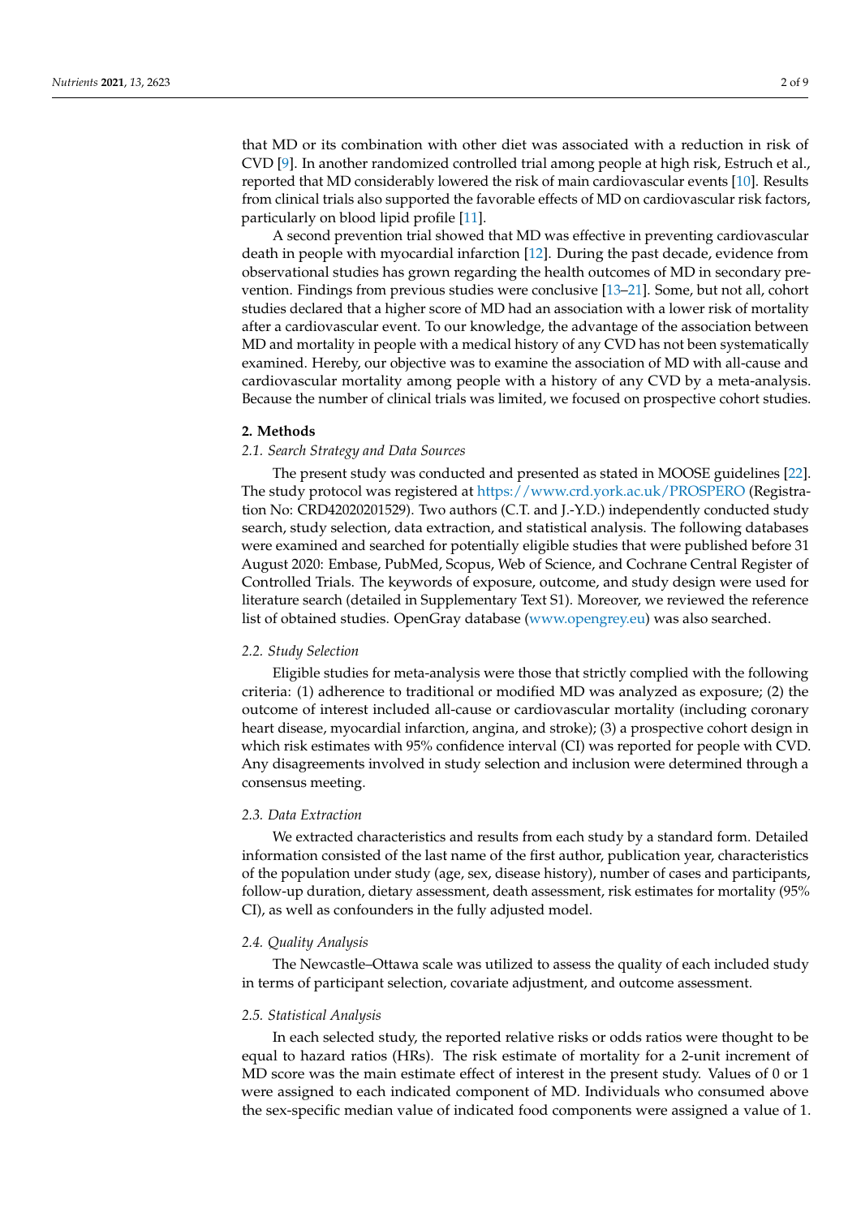that MD or its combination with other diet was associated with a reduction in risk of CVD [9]. In another randomized controlled trial among people at high risk, Estruch et al., reported that MD considerably lowered the risk of main cardiovascular events [10]. Results from clinical trials also supported the favorable effects of MD on cardiovascular risk factors, particularly on blood lipid profile [11].

A second prevention trial showed that MD was effective in preventing cardiovascular death in people with myocardial infarction [12]. During the past decade, evidence from observational studies has grown regarding the health outcomes of MD in secondary prevention. Findings from previous studies were conclusive [13–21]. Some, but not all, cohort studies declared that a higher score of MD had an association with a lower risk of mortality after a cardiovascular event. To our knowledge, the advantage of the association between MD and mortality in people with a medical history of any CVD has not been systematically examined. Hereby, our objective was to examine the association of MD with all-cause and cardiovascular mortality among people with a history of any CVD by a meta-analysis. Because the number of clinical trials was limited, we focused on prospective cohort studies.

## 2. Methods

### 2.1. Search Strategy and Data Sources

The present study was conducted and presented as stated in MOOSE guidelines [22]. The study protocol was registered at https://www.crd.york.ac.uk/PROSPERO (Registration No: CRD42020201529). Two authors (C.T. and J.-Y.D.) independently conducted study search, study selection, data extraction, and statistical analysis. The following databases were examined and searched for potentially eligible studies that were published before 31 August 2020: Embase, PubMed, Scopus, Web of Science, and Cochrane Central Register of Controlled Trials. The keywords of exposure, outcome, and study design were used for literature search (detailed in Supplementary Text S1). Moreover, we reviewed the reference list of obtained studies. OpenGray database (www.opengrey.eu) was also searched.

### 2.2. Study Selection

Eligible studies for meta-analysis were those that strictly complied with the following criteria: (1) adherence to traditional or modified MD was analyzed as exposure; (2) the outcome of interest included all-cause or cardiovascular mortality (including coronary heart disease, myocardial infarction, angina, and stroke); (3) a prospective cohort design in which risk estimates with 95% confidence interval (CI) was reported for people with CVD. Any disagreements involved in study selection and inclusion were determined through a consensus meeting.

### 2.3. Data Extraction

We extracted characteristics and results from each study by a standard form. Detailed information consisted of the last name of the first author, publication year, characteristics of the population under study (age, sex, disease history), number of cases and participants, follow-up duration, dietary assessment, death assessment, risk estimates for mortality (95% CI), as well as confounders in the fully adjusted model.

### 2.4. Quality Analysis

The Newcastle–Ottawa scale was utilized to assess the quality of each included study in terms of participant selection, covariate adjustment, and outcome assessment.

### 2.5. Statistical Analysis

In each selected study, the reported relative risks or odds ratios were thought to be equal to hazard ratios (HRs). The risk estimate of mortality for a 2-unit increment of MD score was the main estimate effect of interest in the present study. Values of 0 or 1 were assigned to each indicated component of MD. Individuals who consumed above the sex-specific median value of indicated food components were assigned a value of 1.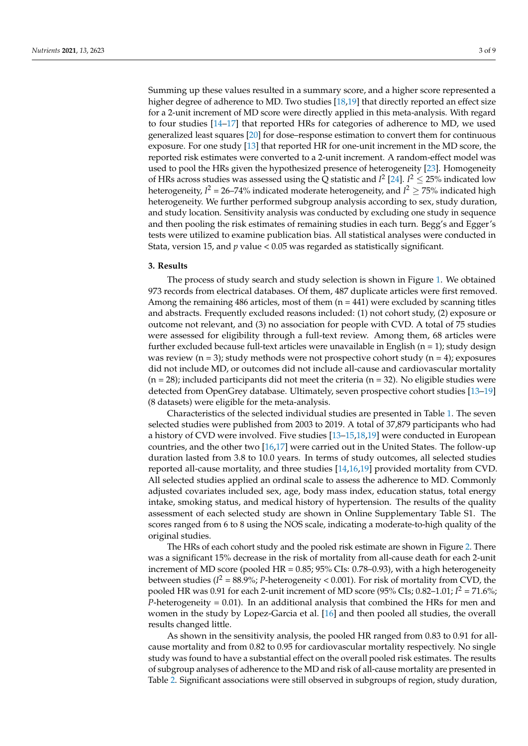Summing up these values resulted in a summary score, and a higher score represented a higher degree of adherence to MD. Two studies [18,19] that directly reported an effect size for a 2-unit increment of MD score were directly applied in this meta-analysis. With regard to four studies [14–17] that reported HRs for categories of adherence to MD, we used generalized least squares [20] for dose–response estimation to convert them for continuous exposure. For one study [13] that reported HR for one-unit increment in the MD score, the reported risk estimates were converted to a 2-unit increment. A random-effect model was used to pool the HRs given the hypothesized presence of heterogeneity [23]. Homogeneity of HRs across studies was assessed using the Q statistic and $I^2$ [24]. $I^2 \leq 25\%$ indicated low heterogeneity, $I^2$ = 26–74% indicated moderate heterogeneity, and $I^2 \geq 75\%$ indicated high heterogeneity. We further performed subgroup analysis according to sex, study duration, and study location. Sensitivity analysis was conducted by excluding one study in sequence and then pooling the risk estimates of remaining studies in each turn. Begg's and Egger's tests were utilized to examine publication bias. All statistical analyses were conducted in Stata, version 15, and $p$ value < 0.05 was regarded as statistically significant.

## 3. Results

The process of study search and study selection is shown in Figure 1. We obtained 973 records from electrical databases. Of them, 487 duplicate articles were first removed. Among the remaining 486 articles, most of them (n = 441) were excluded by scanning titles and abstracts. Frequently excluded reasons included: (1) not cohort study, (2) exposure or outcome not relevant, and (3) no association for people with CVD. A total of 75 studies were assessed for eligibility through a full-text review. Among them, 68 articles were further excluded because full-text articles were unavailable in English (n = 1); study design was review (n = 3); study methods were not prospective cohort study (n = 4); exposures did not include MD, or outcomes did not include all-cause and cardiovascular mortality (n = 28); included participants did not meet the criteria (n = 32). No eligible studies were detected from OpenGrey database. Ultimately, seven prospective cohort studies [13–19] (8 datasets) were eligible for the meta-analysis.

Characteristics of the selected individual studies are presented in Table 1. The seven selected studies were published from 2003 to 2019. A total of 37,879 participants who had a history of CVD were involved. Five studies [13–15,18,19] were conducted in European countries, and the other two [16,17] were carried out in the United States. The follow-up duration lasted from 3.8 to 10.0 years. In terms of study outcomes, all selected studies reported all-cause mortality, and three studies [14,16,19] provided mortality from CVD. All selected studies applied an ordinal scale to assess the adherence to MD. Commonly adjusted covariates included sex, age, body mass index, education status, total energy intake, smoking status, and medical history of hypertension. The results of the quality assessment of each selected study are shown in Online Supplementary Table S1. The scores ranged from 6 to 8 using the NOS scale, indicating a moderate-to-high quality of the original studies.

The HRs of each cohort study and the pooled risk estimate are shown in Figure 2. There was a significant 15% decrease in the risk of mortality from all-cause death for each 2-unit increment of MD score (pooled HR = 0.85; 95% CIs: 0.78–0.93), with a high heterogeneity between studies ($I^2$ = 88.9%; $P$-heterogeneity < 0.001). For risk of mortality from CVD, the pooled HR was 0.91 for each 2-unit increment of MD score (95% CIs; 0.82–1.01; $I^2$ = 71.6%; $P$-heterogeneity = 0.01). In an additional analysis that combined the HRs for men and women in the study by Lopez-Garcia et al. [16] and then pooled all studies, the overall results changed little.

As shown in the sensitivity analysis, the pooled HR ranged from 0.83 to 0.91 for all-cause mortality and from 0.82 to 0.95 for cardiovascular mortality respectively. No single study was found to have a substantial effect on the overall pooled risk estimates. The results of subgroup analyses of adherence to the MD and risk of all-cause mortality are presented in Table 2. Significant associations were still observed in subgroups of region, study duration,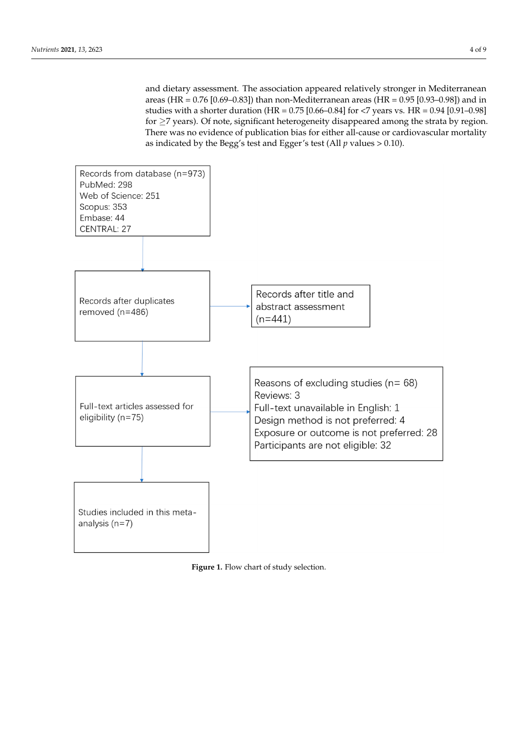and dietary assessment. The association appeared relatively stronger in Mediterranean areas (HR = 0.76 [0.69–0.83]) than non-Mediterranean areas (HR = 0.95 [0.93–0.98]) and in studies with a shorter duration (HR = 0.75 [0.66–0.84] for <7 years vs. HR = 0.94 [0.91–0.98] for ≥7 years). Of note, significant heterogeneity disappeared among the strata by region. There was no evidence of publication bias for either all-cause or cardiovascular mortality as indicated by the Begg's test and Egger's test (All $p$ values > 0.10).

Records from database (n=973)
PubMed: 298
Web of Science: 251
Scopus: 353
Embase: 44
CENTRAL: 27

Records after duplicates removed (n=486)

Records after title and abstract assessment (n=441)

Full-text articles assessed for eligibility (n=75)

Reasons of excluding studies (n= 68)
Reviews: 3
Full-text unavailable in English: 1
Design method is not preferred: 4
Exposure or outcome is not preferred: 28
Participants are not eligible: 32

Studies included in this meta-analysis (n=7)

**Figure 1.** Flow chart of study selection.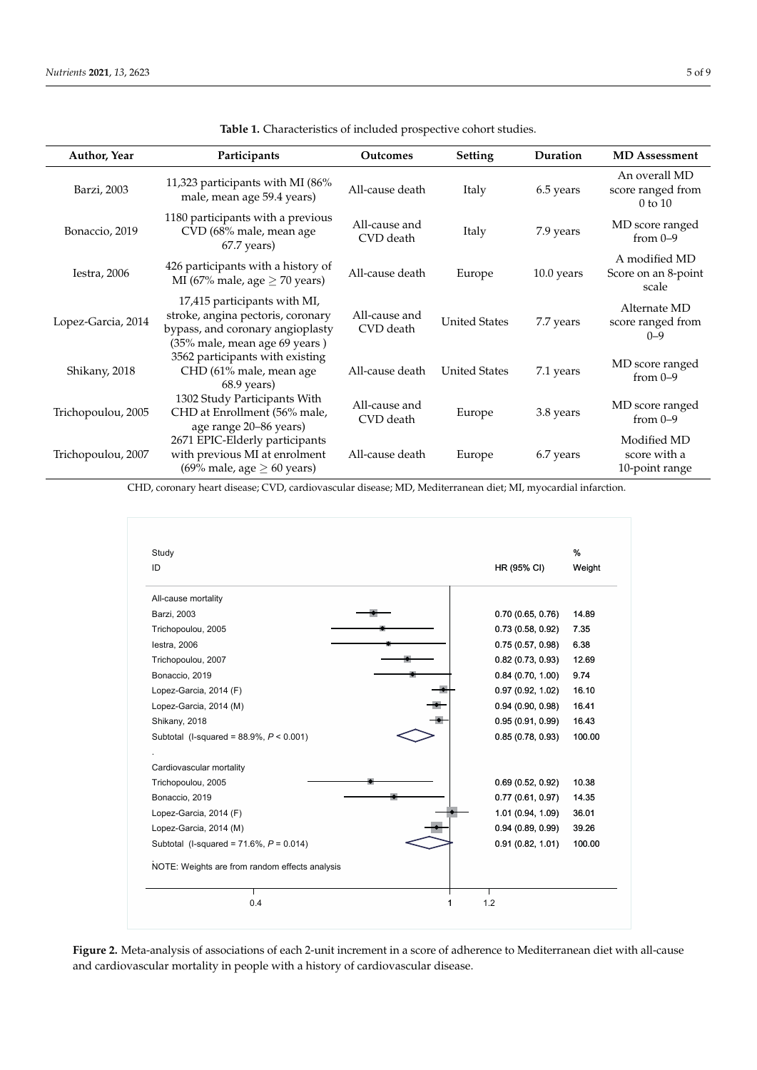**Table 1.** Characteristics of included prospective cohort studies.

| Author, Year | Participants | Outcomes | Setting | Duration | MD Assessment |
|---|---|---|---|---|---|
| Barzi, 2003 | 11,323 participants with MI (86% male, mean age 59.4 years) | All-cause death | Italy | 6.5 years | An overall MD score ranged from 0 to 10 |
| Bonaccio, 2019 | 1180 participants with a previous CVD (68% male, mean age 67.7 years) | All-cause and CVD death | Italy | 7.9 years | MD score ranged from 0–9 |
| Iestra, 2006 | 426 participants with a history of MI (67% male, age ≥ 70 years) | All-cause death | Europe | 10.0 years | A modified MD Score on an 8-point scale |
| Lopez-Garcia, 2014 | 17,415 participants with MI, stroke, angina pectoris, coronary bypass, and coronary angioplasty (35% male, mean age 69 years ) | All-cause and CVD death | United States | 7.7 years | Alternate MD score ranged from 0–9 |
| Shikany, 2018 | 3562 participants with existing CHD (61% male, mean age 68.9 years) | All-cause death | United States | 7.1 years | MD score ranged from 0–9 |
| Trichopoulou, 2005 | 1302 Study Participants With CHD at Enrollment (56% male, age range 20–86 years) | All-cause and CVD death | Europe | 3.8 years | MD score ranged from 0–9 |
| Trichopoulou, 2007 | 2671 EPIC-Elderly participants with previous MI at enrolment (69% male, age ≥ 60 years) | All-cause death | Europe | 6.7 years | Modified MD score with a 10-point range |

CHD, coronary heart disease; CVD, cardiovascular disease; MD, Mediterranean diet; MI, myocardial infarction.

Study ID
HR (95% CI)
% Weight

All-cause mortality
Barzi, 2003 0.70 (0.65, 0.76) 14.89
Trichopoulou, 2005 0.73 (0.58, 0.92) 7.35
Iestra, 2006 0.75 (0.57, 0.98) 6.38
Trichopoulou, 2007 0.82 (0.73, 0.93) 12.69
Bonaccio, 2019 0.84 (0.70, 1.00) 9.74
Lopez-Garcia, 2014 (F) 0.97 (0.92, 1.02) 16.10
Lopez-Garcia, 2014 (M) 0.94 (0.90, 0.98) 16.41
Shikany, 2018 0.95 (0.91, 0.99) 16.43
Subtotal (I-squared = 88.9%, $P < 0.001$) 0.85 (0.78, 0.93) 100.00

Cardiovascular mortality
Trichopoulou, 2005 0.69 (0.52, 0.92) 10.38
Bonaccio, 2019 0.77 (0.61, 0.97) 14.35
Lopez-Garcia, 2014 (F) 1.01 (0.94, 1.09) 36.01
Lopez-Garcia, 2014 (M) 0.94 (0.89, 0.99) 39.26
Subtotal (I-squared = 71.6%, $P = 0.014$) 0.91 (0.82, 1.01) 100.00

NOTE: Weights are from random effects analysis

0.4 1 1.2

**Figure 2.** Meta-analysis of associations of each 2-unit increment in a score of adherence to Mediterranean diet with all-cause and cardiovascular mortality in people with a history of cardiovascular disease.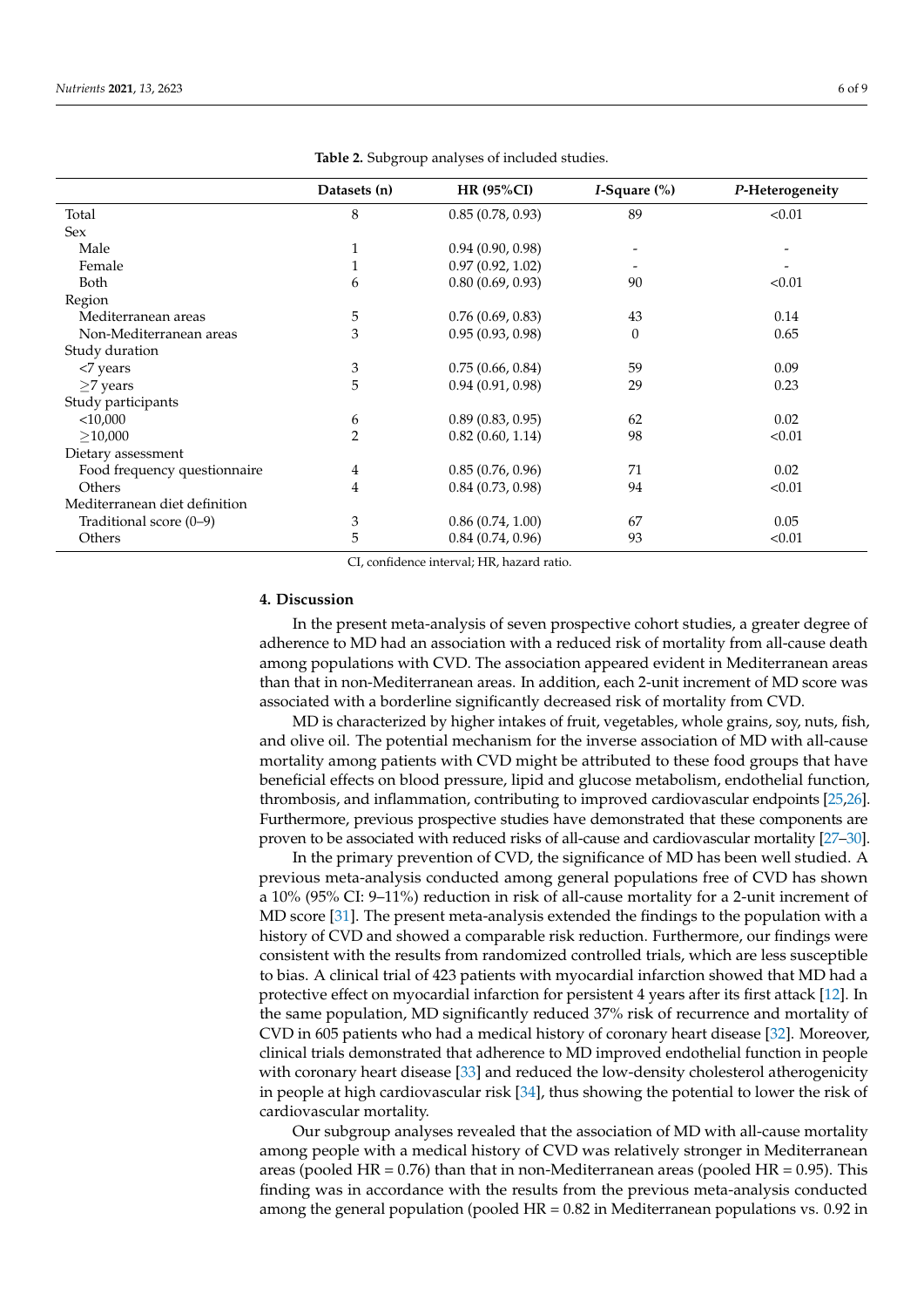**Table 2.** Subgroup analyses of included studies.

| | Datasets (n) | HR (95%CI) | *I*-Square (%) | *P*-Heterogeneity |
|---|---|---|---|---|
| Total | 8 | 0.85 (0.78, 0.93) | 89 | <0.01 |
| Sex | | | | |
| Male | 1 | 0.94 (0.90, 0.98) | - | - |
| Female | 1 | 0.97 (0.92, 1.02) | - | - |
| Both | 6 | 0.80 (0.69, 0.93) | 90 | <0.01 |
| Region | | | | |
| Mediterranean areas | 5 | 0.76 (0.69, 0.83) | 43 | 0.14 |
| Non-Mediterranean areas | 3 | 0.95 (0.93, 0.98) | 0 | 0.65 |
| Study duration | | | | |
| <7 years | 3 | 0.75 (0.66, 0.84) | 59 | 0.09 |
| ≥7 years | 5 | 0.94 (0.91, 0.98) | 29 | 0.23 |
| Study participants | | | | |
| <10,000 | 6 | 0.89 (0.83, 0.95) | 62 | 0.02 |
| ≥10,000 | 2 | 0.82 (0.60, 1.14) | 98 | <0.01 |
| Dietary assessment | | | | |
| Food frequency questionnaire | 4 | 0.85 (0.76, 0.96) | 71 | 0.02 |
| Others | 4 | 0.84 (0.73, 0.98) | 94 | <0.01 |
| Mediterranean diet definition | | | | |
| Traditional score (0–9) | 3 | 0.86 (0.74, 1.00) | 67 | 0.05 |
| Others | 5 | 0.84 (0.74, 0.96) | 93 | <0.01 |

CI, confidence interval; HR, hazard ratio.

## 4. Discussion

In the present meta-analysis of seven prospective cohort studies, a greater degree of adherence to MD had an association with a reduced risk of mortality from all-cause death among populations with CVD. The association appeared evident in Mediterranean areas than that in non-Mediterranean areas. In addition, each 2-unit increment of MD score was associated with a borderline significantly decreased risk of mortality from CVD.

MD is characterized by higher intakes of fruit, vegetables, whole grains, soy, nuts, fish, and olive oil. The potential mechanism for the inverse association of MD with all-cause mortality among patients with CVD might be attributed to these food groups that have beneficial effects on blood pressure, lipid and glucose metabolism, endothelial function, thrombosis, and inflammation, contributing to improved cardiovascular endpoints [25,26]. Furthermore, previous prospective studies have demonstrated that these components are proven to be associated with reduced risks of all-cause and cardiovascular mortality [27–30].

In the primary prevention of CVD, the significance of MD has been well studied. A previous meta-analysis conducted among general populations free of CVD has shown a 10% (95% CI: 9–11%) reduction in risk of all-cause mortality for a 2-unit increment of MD score [31]. The present meta-analysis extended the findings to the population with a history of CVD and showed a comparable risk reduction. Furthermore, our findings were consistent with the results from randomized controlled trials, which are less susceptible to bias. A clinical trial of 423 patients with myocardial infarction showed that MD had a protective effect on myocardial infarction for persistent 4 years after its first attack [12]. In the same population, MD significantly reduced 37% risk of recurrence and mortality of CVD in 605 patients who had a medical history of coronary heart disease [32]. Moreover, clinical trials demonstrated that adherence to MD improved endothelial function in people with coronary heart disease [33] and reduced the low-density cholesterol atherogenicity in people at high cardiovascular risk [34], thus showing the potential to lower the risk of cardiovascular mortality.

Our subgroup analyses revealed that the association of MD with all-cause mortality among people with a medical history of CVD was relatively stronger in Mediterranean areas (pooled HR = 0.76) than that in non-Mediterranean areas (pooled HR = 0.95). This finding was in accordance with the results from the previous meta-analysis conducted among the general population (pooled HR = 0.82 in Mediterranean populations vs. 0.92 in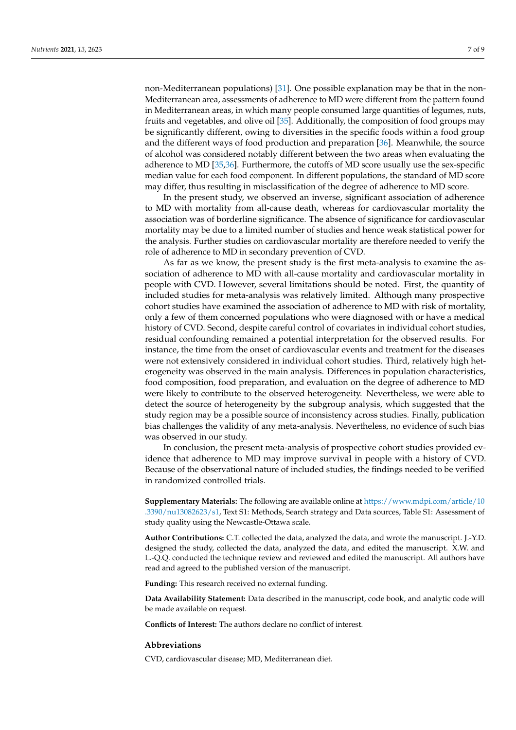non-Mediterranean populations) [31]. One possible explanation may be that in the non-Mediterranean area, assessments of adherence to MD were different from the pattern found in Mediterranean areas, in which many people consumed large quantities of legumes, nuts, fruits and vegetables, and olive oil [35]. Additionally, the composition of food groups may be significantly different, owing to diversities in the specific foods within a food group and the different ways of food production and preparation [36]. Meanwhile, the source of alcohol was considered notably different between the two areas when evaluating the adherence to MD [35,36]. Furthermore, the cutoffs of MD score usually use the sex-specific median value for each food component. In different populations, the standard of MD score may differ, thus resulting in misclassification of the degree of adherence to MD score.

In the present study, we observed an inverse, significant association of adherence to MD with mortality from all-cause death, whereas for cardiovascular mortality the association was of borderline significance. The absence of significance for cardiovascular mortality may be due to a limited number of studies and hence weak statistical power for the analysis. Further studies on cardiovascular mortality are therefore needed to verify the role of adherence to MD in secondary prevention of CVD.

As far as we know, the present study is the first meta-analysis to examine the association of adherence to MD with all-cause mortality and cardiovascular mortality in people with CVD. However, several limitations should be noted. First, the quantity of included studies for meta-analysis was relatively limited. Although many prospective cohort studies have examined the association of adherence to MD with risk of mortality, only a few of them concerned populations who were diagnosed with or have a medical history of CVD. Second, despite careful control of covariates in individual cohort studies, residual confounding remained a potential interpretation for the observed results. For instance, the time from the onset of cardiovascular events and treatment for the diseases were not extensively considered in individual cohort studies. Third, relatively high heterogeneity was observed in the main analysis. Differences in population characteristics, food composition, food preparation, and evaluation on the degree of adherence to MD were likely to contribute to the observed heterogeneity. Nevertheless, we were able to detect the source of heterogeneity by the subgroup analysis, which suggested that the study region may be a possible source of inconsistency across studies. Finally, publication bias challenges the validity of any meta-analysis. Nevertheless, no evidence of such bias was observed in our study.

In conclusion, the present meta-analysis of prospective cohort studies provided evidence that adherence to MD may improve survival in people with a history of CVD. Because of the observational nature of included studies, the findings needed to be verified in randomized controlled trials.

**Supplementary Materials:** The following are available online at https://www.mdpi.com/article/10.3390/nu13082623/s1, Text S1: Methods, Search strategy and Data sources, Table S1: Assessment of study quality using the Newcastle-Ottawa scale.

**Author Contributions:** C.T. collected the data, analyzed the data, and wrote the manuscript. J.-Y.D. designed the study, collected the data, analyzed the data, and edited the manuscript. X.W. and L.-Q.Q. conducted the technique review and reviewed and edited the manuscript. All authors have read and agreed to the published version of the manuscript.

**Funding:** This research received no external funding.

**Data Availability Statement:** Data described in the manuscript, code book, and analytic code will be made available on request.

**Conflicts of Interest:** The authors declare no conflict of interest.

## Abbreviations

CVD, cardiovascular disease; MD, Mediterranean diet.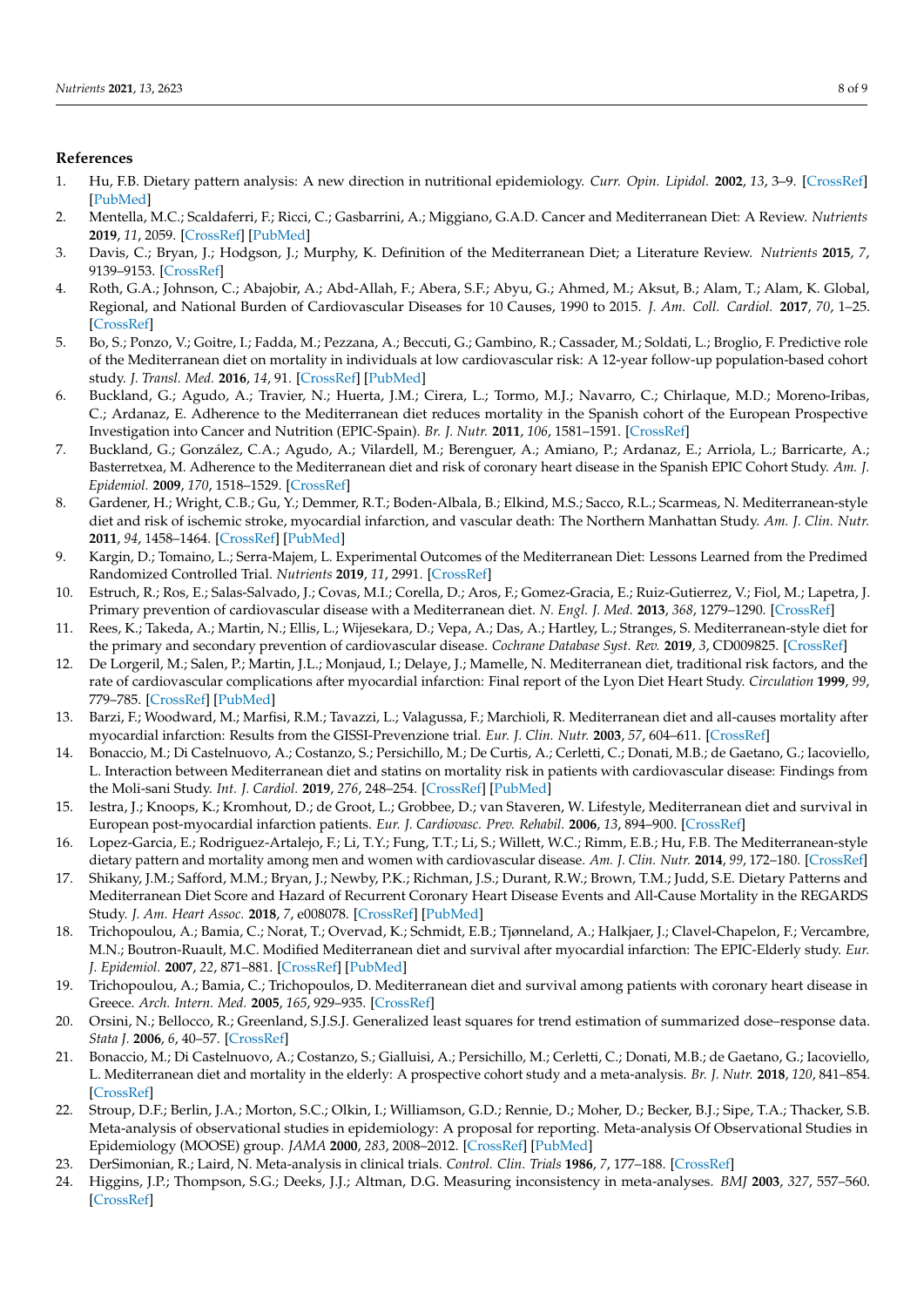## References

1. Hu, F.B. Dietary pattern analysis: A new direction in nutritional epidemiology. *Curr. Opin. Lipidol.* **2002**, *13*, 3–9. [CrossRef] [PubMed]
2. Mentella, M.C.; Scaldaferri, F.; Ricci, C.; Gasbarrini, A.; Miggiano, G.A.D. Cancer and Mediterranean Diet: A Review. *Nutrients* **2019**, *11*, 2059. [CrossRef] [PubMed]
3. Davis, C.; Bryan, J.; Hodgson, J.; Murphy, K. Definition of the Mediterranean Diet; a Literature Review. *Nutrients* **2015**, *7*, 9139–9153. [CrossRef]
4. Roth, G.A.; Johnson, C.; Abajobir, A.; Abd-Allah, F.; Abera, S.F.; Abyu, G.; Ahmed, M.; Aksut, B.; Alam, T.; Alam, K. Global, Regional, and National Burden of Cardiovascular Diseases for 10 Causes, 1990 to 2015. *J. Am. Coll. Cardiol.* **2017**, *70*, 1–25. [CrossRef]
5. Bo, S.; Ponzo, V.; Goitre, I.; Fadda, M.; Pezzana, A.; Beccuti, G.; Gambino, R.; Cassader, M.; Soldati, L.; Broglio, F. Predictive role of the Mediterranean diet on mortality in individuals at low cardiovascular risk: A 12-year follow-up population-based cohort study. *J. Transl. Med.* **2016**, *14*, 91. [CrossRef] [PubMed]
6. Buckland, G.; Agudo, A.; Travier, N.; Huerta, J.M.; Cirera, L.; Tormo, M.J.; Navarro, C.; Chirlaque, M.D.; Moreno-Iribas, C.; Ardanaz, E. Adherence to the Mediterranean diet reduces mortality in the Spanish cohort of the European Prospective Investigation into Cancer and Nutrition (EPIC-Spain). *Br. J. Nutr.* **2011**, *106*, 1581–1591. [CrossRef]
7. Buckland, G.; González, C.A.; Agudo, A.; Vilardell, M.; Berenguer, A.; Amiano, P.; Ardanaz, E.; Arriola, L.; Barricarte, A.; Basterretxea, M. Adherence to the Mediterranean diet and risk of coronary heart disease in the Spanish EPIC Cohort Study. *Am. J. Epidemiol.* **2009**, *170*, 1518–1529. [CrossRef]
8. Gardener, H.; Wright, C.B.; Gu, Y.; Demmer, R.T.; Boden-Albala, B.; Elkind, M.S.; Sacco, R.L.; Scarmeas, N. Mediterranean-style diet and risk of ischemic stroke, myocardial infarction, and vascular death: The Northern Manhattan Study. *Am. J. Clin. Nutr.* **2011**, *94*, 1458–1464. [CrossRef] [PubMed]
9. Kargin, D.; Tomaino, L.; Serra-Majem, L. Experimental Outcomes of the Mediterranean Diet: Lessons Learned from the Predimed Randomized Controlled Trial. *Nutrients* **2019**, *11*, 2991. [CrossRef]
10. Estruch, R.; Ros, E.; Salas-Salvado, J.; Covas, M.I.; Corella, D.; Aros, F.; Gomez-Gracia, E.; Ruiz-Gutierrez, V.; Fiol, M.; Lapetra, J. Primary prevention of cardiovascular disease with a Mediterranean diet. *N. Engl. J. Med.* **2013**, *368*, 1279–1290. [CrossRef]
11. Rees, K.; Takeda, A.; Martin, N.; Ellis, L.; Wijesekara, D.; Vepa, A.; Das, A.; Hartley, L.; Stranges, S. Mediterranean-style diet for the primary and secondary prevention of cardiovascular disease. *Cochrane Database Syst. Rev.* **2019**, *3*, CD009825. [CrossRef]
12. De Lorgeril, M.; Salen, P.; Martin, J.L.; Monjaud, I.; Delaye, J.; Mamelle, N. Mediterranean diet, traditional risk factors, and the rate of cardiovascular complications after myocardial infarction: Final report of the Lyon Diet Heart Study. *Circulation* **1999**, *99*, 779–785. [CrossRef] [PubMed]
13. Barzi, F.; Woodward, M.; Marfisi, R.M.; Tavazzi, L.; Valagussa, F.; Marchioli, R. Mediterranean diet and all-causes mortality after myocardial infarction: Results from the GISSI-Prevenzione trial. *Eur. J. Clin. Nutr.* **2003**, *57*, 604–611. [CrossRef]
14. Bonaccio, M.; Di Castelnuovo, A.; Costanzo, S.; Persichillo, M.; De Curtis, A.; Cerletti, C.; Donati, M.B.; de Gaetano, G.; Iacoviello, L. Interaction between Mediterranean diet and statins on mortality risk in patients with cardiovascular disease: Findings from the Moli-sani Study. *Int. J. Cardiol.* **2019**, *276*, 248–254. [CrossRef] [PubMed]
15. Iestra, J.; Knoops, K.; Kromhout, D.; de Groot, L.; Grobbee, D.; van Staveren, W. Lifestyle, Mediterranean diet and survival in European post-myocardial infarction patients. *Eur. J. Cardiovasc. Prev. Rehabil.* **2006**, *13*, 894–900. [CrossRef]
16. Lopez-Garcia, E.; Rodriguez-Artalejo, F.; Li, T.Y.; Fung, T.T.; Li, S.; Willett, W.C.; Rimm, E.B.; Hu, F.B. The Mediterranean-style dietary pattern and mortality among men and women with cardiovascular disease. *Am. J. Clin. Nutr.* **2014**, *99*, 172–180. [CrossRef]
17. Shikany, J.M.; Safford, M.M.; Bryan, J.; Newby, P.K.; Richman, J.S.; Durant, R.W.; Brown, T.M.; Judd, S.E. Dietary Patterns and Mediterranean Diet Score and Hazard of Recurrent Coronary Heart Disease Events and All-Cause Mortality in the REGARDS Study. *J. Am. Heart Assoc.* **2018**, *7*, e008078. [CrossRef] [PubMed]
18. Trichopoulou, A.; Bamia, C.; Norat, T.; Overvad, K.; Schmidt, E.B.; Tjønneland, A.; Halkjaer, J.; Clavel-Chapelon, F.; Vercambre, M.N.; Boutron-Ruault, M.C. Modified Mediterranean diet and survival after myocardial infarction: The EPIC-Elderly study. *Eur. J. Epidemiol.* **2007**, *22*, 871–881. [CrossRef] [PubMed]
19. Trichopoulou, A.; Bamia, C.; Trichopoulos, D. Mediterranean diet and survival among patients with coronary heart disease in Greece. *Arch. Intern. Med.* **2005**, *165*, 929–935. [CrossRef]
20. Orsini, N.; Bellocco, R.; Greenland, S.J.S.J. Generalized least squares for trend estimation of summarized dose–response data. *Stata J.* **2006**, *6*, 40–57. [CrossRef]
21. Bonaccio, M.; Di Castelnuovo, A.; Costanzo, S.; Gialluisi, A.; Persichillo, M.; Cerletti, C.; Donati, M.B.; de Gaetano, G.; Iacoviello, L. Mediterranean diet and mortality in the elderly: A prospective cohort study and a meta-analysis. *Br. J. Nutr.* **2018**, *120*, 841–854. [CrossRef]
22. Stroup, D.F.; Berlin, J.A.; Morton, S.C.; Olkin, I.; Williamson, G.D.; Rennie, D.; Moher, D.; Becker, B.J.; Sipe, T.A.; Thacker, S.B. Meta-analysis of observational studies in epidemiology: A proposal for reporting. Meta-analysis Of Observational Studies in Epidemiology (MOOSE) group. *JAMA* **2000**, *283*, 2008–2012. [CrossRef] [PubMed]
23. DerSimonian, R.; Laird, N. Meta-analysis in clinical trials. *Control. Clin. Trials* **1986**, *7*, 177–188. [CrossRef]
24. Higgins, J.P.; Thompson, S.G.; Deeks, J.J.; Altman, D.G. Measuring inconsistency in meta-analyses. *BMJ* **2003**, *327*, 557–560. [CrossRef]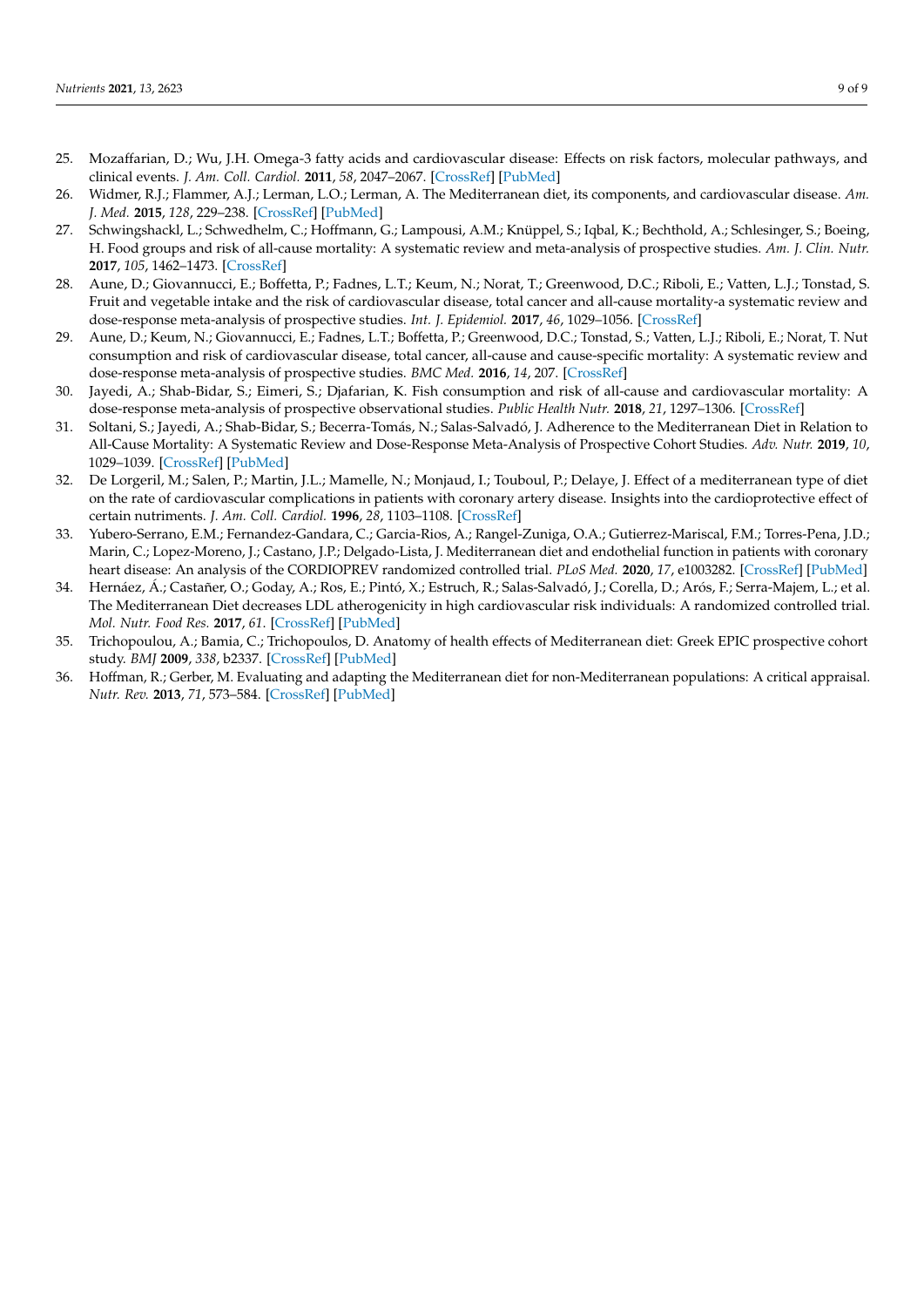25. Mozaffarian, D.; Wu, J.H. Omega-3 fatty acids and cardiovascular disease: Effects on risk factors, molecular pathways, and clinical events. *J. Am. Coll. Cardiol.* **2011**, *58*, 2047–2067. [CrossRef] [PubMed]
26. Widmer, R.J.; Flammer, A.J.; Lerman, L.O.; Lerman, A. The Mediterranean diet, its components, and cardiovascular disease. *Am. J. Med.* **2015**, *128*, 229–238. [CrossRef] [PubMed]
27. Schwingshackl, L.; Schwedhelm, C.; Hoffmann, G.; Lampousi, A.M.; Knüppel, S.; Iqbal, K.; Bechthold, A.; Schlesinger, S.; Boeing, H. Food groups and risk of all-cause mortality: A systematic review and meta-analysis of prospective studies. *Am. J. Clin. Nutr.* **2017**, *105*, 1462–1473. [CrossRef]
28. Aune, D.; Giovannucci, E.; Boffetta, P.; Fadnes, L.T.; Keum, N.; Norat, T.; Greenwood, D.C.; Riboli, E.; Vatten, L.J.; Tonstad, S. Fruit and vegetable intake and the risk of cardiovascular disease, total cancer and all-cause mortality-a systematic review and dose-response meta-analysis of prospective studies. *Int. J. Epidemiol.* **2017**, *46*, 1029–1056. [CrossRef]
29. Aune, D.; Keum, N.; Giovannucci, E.; Fadnes, L.T.; Boffetta, P.; Greenwood, D.C.; Tonstad, S.; Vatten, L.J.; Riboli, E.; Norat, T. Nut consumption and risk of cardiovascular disease, total cancer, all-cause and cause-specific mortality: A systematic review and dose-response meta-analysis of prospective studies. *BMC Med.* **2016**, *14*, 207. [CrossRef]
30. Jayedi, A.; Shab-Bidar, S.; Eimeri, S.; Djafarian, K. Fish consumption and risk of all-cause and cardiovascular mortality: A dose-response meta-analysis of prospective observational studies. *Public Health Nutr.* **2018**, *21*, 1297–1306. [CrossRef]
31. Soltani, S.; Jayedi, A.; Shab-Bidar, S.; Becerra-Tomás, N.; Salas-Salvadó, J. Adherence to the Mediterranean Diet in Relation to All-Cause Mortality: A Systematic Review and Dose-Response Meta-Analysis of Prospective Cohort Studies. *Adv. Nutr.* **2019**, *10*, 1029–1039. [CrossRef] [PubMed]
32. De Lorgeril, M.; Salen, P.; Martin, J.L.; Mamelle, N.; Monjaud, I.; Touboul, P.; Delaye, J. Effect of a mediterranean type of diet on the rate of cardiovascular complications in patients with coronary artery disease. Insights into the cardioprotective effect of certain nutriments. *J. Am. Coll. Cardiol.* **1996**, *28*, 1103–1108. [CrossRef]
33. Yubero-Serrano, E.M.; Fernandez-Gandara, C.; Garcia-Rios, A.; Rangel-Zuniga, O.A.; Gutierrez-Mariscal, F.M.; Torres-Pena, J.D.; Marin, C.; Lopez-Moreno, J.; Castano, J.P.; Delgado-Lista, J. Mediterranean diet and endothelial function in patients with coronary heart disease: An analysis of the CORDIOPREV randomized controlled trial. *PLoS Med.* **2020**, *17*, e1003282. [CrossRef] [PubMed]
34. Hernáez, Á.; Castañer, O.; Goday, A.; Ros, E.; Pintó, X.; Estruch, R.; Salas-Salvadó, J.; Corella, D.; Arós, F.; Serra-Majem, L.; et al. The Mediterranean Diet decreases LDL atherogenicity in high cardiovascular risk individuals: A randomized controlled trial. *Mol. Nutr. Food Res.* **2017**, *61*. [CrossRef] [PubMed]
35. Trichopoulou, A.; Bamia, C.; Trichopoulos, D. Anatomy of health effects of Mediterranean diet: Greek EPIC prospective cohort study. *BMJ* **2009**, *338*, b2337. [CrossRef] [PubMed]
36. Hoffman, R.; Gerber, M. Evaluating and adapting the Mediterranean diet for non-Mediterranean populations: A critical appraisal. *Nutr. Rev.* **2013**, *71*, 573–584. [CrossRef] [PubMed]